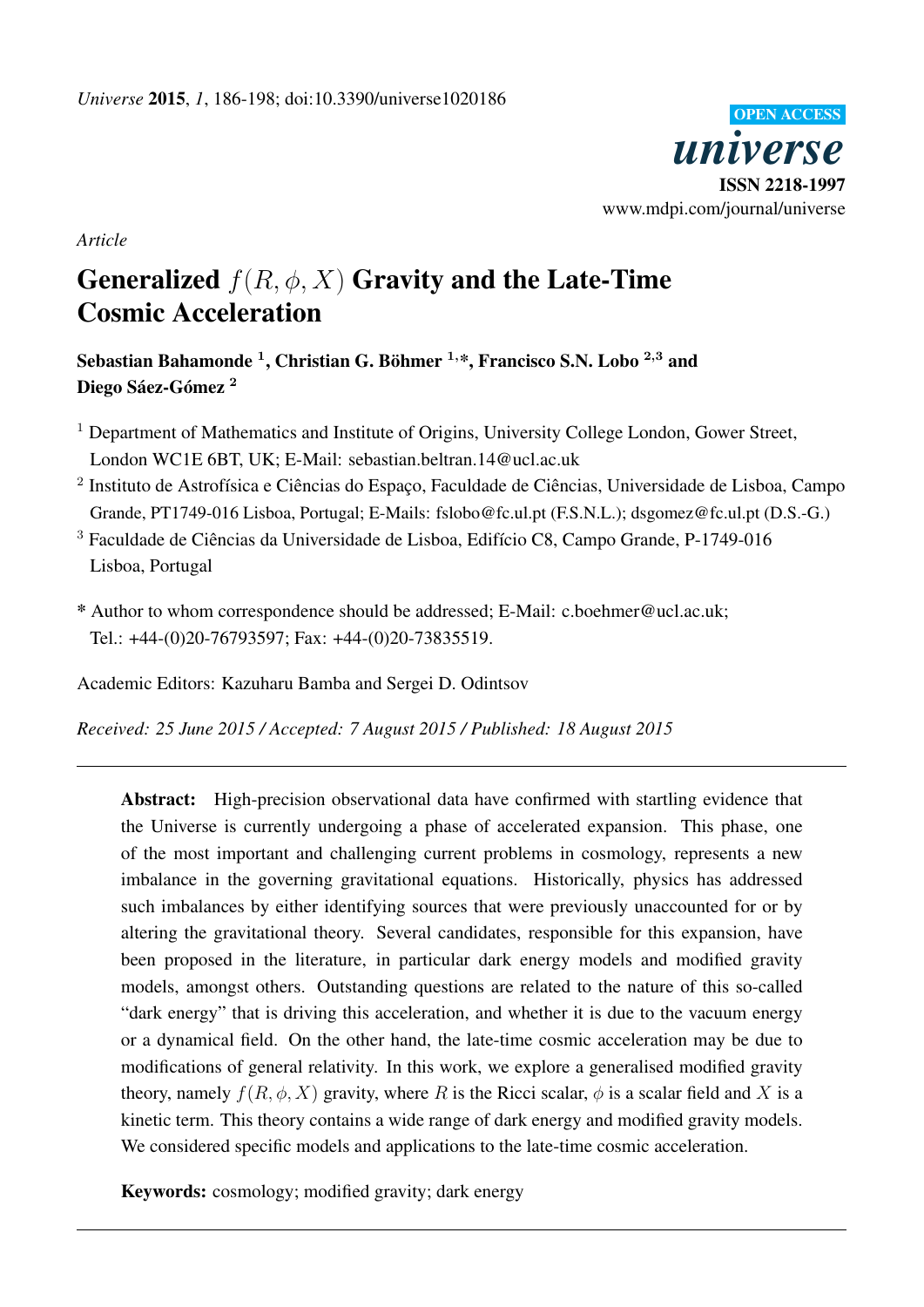*Universe* **2015**, *1*, 186-198; doi:10.3390/universe1020186

OPEN ACCESS

*universe*

**ISSN 2218-1997**

www.mdpi.com/journal/universe

*Article*

# Generalized $f(R, \phi, X)$ Gravity and the Late-Time Cosmic Acceleration

**Sebastian Bahamonde [1], Christian G. Böhmer [1,*], Francisco S.N. Lobo [2,3] and Diego Sáez-Gómez [2]**

[1] Department of Mathematics and Institute of Origins, University College London, Gower Street, London WC1E 6BT, UK; E-Mail: sebastian.beltran.14@ucl.ac.uk

[2] Instituto de Astrofísica e Ciências do Espaço, Faculdade de Ciências, Universidade de Lisboa, Campo Grande, PT1749-016 Lisboa, Portugal; E-Mails: fslobo@fc.ul.pt (F.S.N.L.); dsgomez@fc.ul.pt (D.S.-G.)

[3] Faculdade de Ciências da Universidade de Lisboa, Edifício C8, Campo Grande, P-1749-016 Lisboa, Portugal

* Author to whom correspondence should be addressed; E-Mail: c.boehmer@ucl.ac.uk; Tel.: +44-(0)20-76793597; Fax: +44-(0)20-73835519.

Academic Editors: Kazuharu Bamba and Sergei D. Odintsov

*Received: 25 June 2015 / Accepted: 7 August 2015 / Published: 18 August 2015*

---

**Abstract:** High-precision observational data have confirmed with startling evidence that the Universe is currently undergoing a phase of accelerated expansion. This phase, one of the most important and challenging current problems in cosmology, represents a new imbalance in the governing gravitational equations. Historically, physics has addressed such imbalances by either identifying sources that were previously unaccounted for or by altering the gravitational theory. Several candidates, responsible for this expansion, have been proposed in the literature, in particular dark energy models and modified gravity models, amongst others. Outstanding questions are related to the nature of this so-called "dark energy" that is driving this acceleration, and whether it is due to the vacuum energy or a dynamical field. On the other hand, the late-time cosmic acceleration may be due to modifications of general relativity. In this work, we explore a generalised modified gravity theory, namely $f(R, \phi, X)$ gravity, where $R$ is the Ricci scalar, $\phi$ is a scalar field and $X$ is a kinetic term. This theory contains a wide range of dark energy and modified gravity models. We considered specific models and applications to the late-time cosmic acceleration.

**Keywords:** cosmology; modified gravity; dark energy

---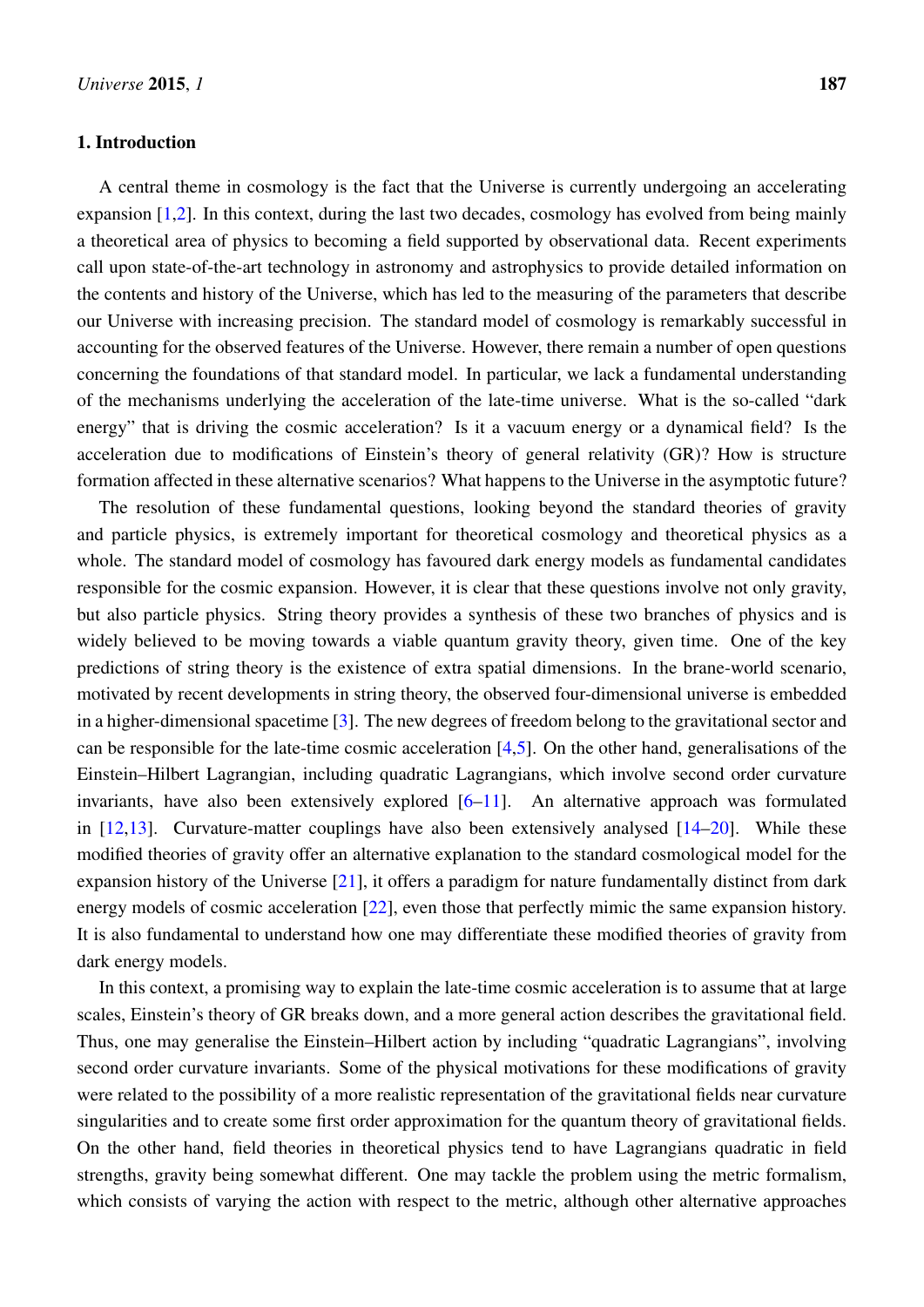## 1. Introduction

A central theme in cosmology is the fact that the Universe is currently undergoing an accelerating expansion [1,2]. In this context, during the last two decades, cosmology has evolved from being mainly a theoretical area of physics to becoming a field supported by observational data. Recent experiments call upon state-of-the-art technology in astronomy and astrophysics to provide detailed information on the contents and history of the Universe, which has led to the measuring of the parameters that describe our Universe with increasing precision. The standard model of cosmology is remarkably successful in accounting for the observed features of the Universe. However, there remain a number of open questions concerning the foundations of that standard model. In particular, we lack a fundamental understanding of the mechanisms underlying the acceleration of the late-time universe. What is the so-called "dark energy" that is driving the cosmic acceleration? Is it a vacuum energy or a dynamical field? Is the acceleration due to modifications of Einstein's theory of general relativity (GR)? How is structure formation affected in these alternative scenarios? What happens to the Universe in the asymptotic future?

The resolution of these fundamental questions, looking beyond the standard theories of gravity and particle physics, is extremely important for theoretical cosmology and theoretical physics as a whole. The standard model of cosmology has favoured dark energy models as fundamental candidates responsible for the cosmic expansion. However, it is clear that these questions involve not only gravity, but also particle physics. String theory provides a synthesis of these two branches of physics and is widely believed to be moving towards a viable quantum gravity theory, given time. One of the key predictions of string theory is the existence of extra spatial dimensions. In the brane-world scenario, motivated by recent developments in string theory, the observed four-dimensional universe is embedded in a higher-dimensional spacetime [3]. The new degrees of freedom belong to the gravitational sector and can be responsible for the late-time cosmic acceleration [4,5]. On the other hand, generalisations of the Einstein–Hilbert Lagrangian, including quadratic Lagrangians, which involve second order curvature invariants, have also been extensively explored [6–11]. An alternative approach was formulated in [12,13]. Curvature-matter couplings have also been extensively analysed [14–20]. While these modified theories of gravity offer an alternative explanation to the standard cosmological model for the expansion history of the Universe [21], it offers a paradigm for nature fundamentally distinct from dark energy models of cosmic acceleration [22], even those that perfectly mimic the same expansion history. It is also fundamental to understand how one may differentiate these modified theories of gravity from dark energy models.

In this context, a promising way to explain the late-time cosmic acceleration is to assume that at large scales, Einstein's theory of GR breaks down, and a more general action describes the gravitational field. Thus, one may generalise the Einstein–Hilbert action by including "quadratic Lagrangians", involving second order curvature invariants. Some of the physical motivations for these modifications of gravity were related to the possibility of a more realistic representation of the gravitational fields near curvature singularities and to create some first order approximation for the quantum theory of gravitational fields. On the other hand, field theories in theoretical physics tend to have Lagrangians quadratic in field strengths, gravity being somewhat different. One may tackle the problem using the metric formalism, which consists of varying the action with respect to the metric, although other alternative approaches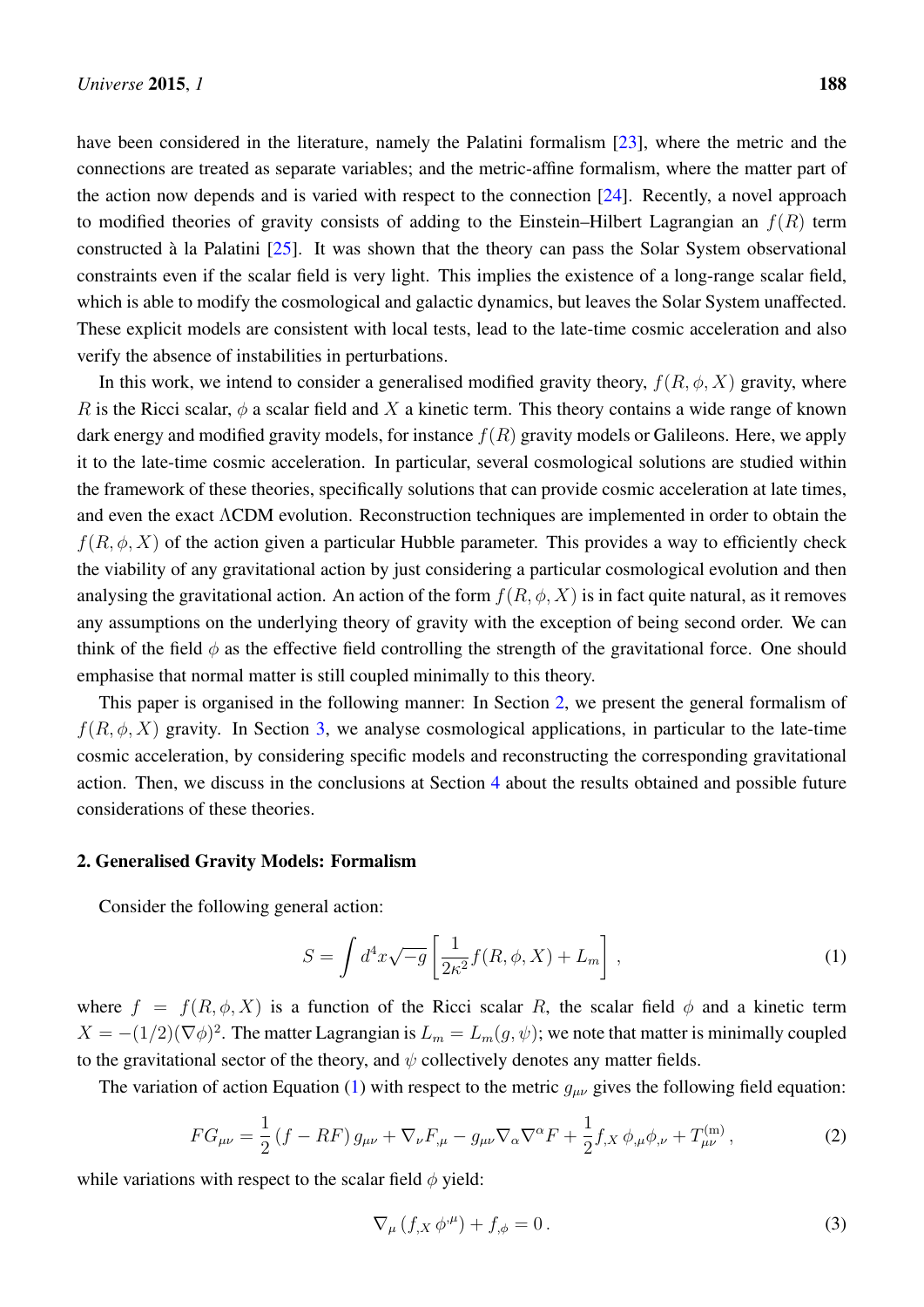have been considered in the literature, namely the Palatini formalism [23], where the metric and the connections are treated as separate variables; and the metric-affine formalism, where the matter part of the action now depends and is varied with respect to the connection [24]. Recently, a novel approach to modified theories of gravity consists of adding to the Einstein–Hilbert Lagrangian an $f(R)$ term constructed à la Palatini [25]. It was shown that the theory can pass the Solar System observational constraints even if the scalar field is very light. This implies the existence of a long-range scalar field, which is able to modify the cosmological and galactic dynamics, but leaves the Solar System unaffected. These explicit models are consistent with local tests, lead to the late-time cosmic acceleration and also verify the absence of instabilities in perturbations.

In this work, we intend to consider a generalised modified gravity theory, $f(R, \phi, X)$ gravity, where $R$ is the Ricci scalar, $\phi$ a scalar field and $X$ a kinetic term. This theory contains a wide range of known dark energy and modified gravity models, for instance $f(R)$ gravity models or Galileons. Here, we apply it to the late-time cosmic acceleration. In particular, several cosmological solutions are studied within the framework of these theories, specifically solutions that can provide cosmic acceleration at late times, and even the exact $\Lambda$CDM evolution. Reconstruction techniques are implemented in order to obtain the $f(R, \phi, X)$ of the action given a particular Hubble parameter. This provides a way to efficiently check the viability of any gravitational action by just considering a particular cosmological evolution and then analysing the gravitational action. An action of the form $f(R, \phi, X)$ is in fact quite natural, as it removes any assumptions on the underlying theory of gravity with the exception of being second order. We can think of the field $\phi$ as the effective field controlling the strength of the gravitational force. One should emphasise that normal matter is still coupled minimally to this theory.

This paper is organised in the following manner: In Section 2, we present the general formalism of $f(R, \phi, X)$ gravity. In Section 3, we analyse cosmological applications, in particular to the late-time cosmic acceleration, by considering specific models and reconstructing the corresponding gravitational action. Then, we discuss in the conclusions at Section 4 about the results obtained and possible future considerations of these theories.

## 2. Generalised Gravity Models: Formalism

Consider the following general action:

$$S = \int d^4x \sqrt{-g} \left[ \frac{1}{2\kappa^2} f(R, \phi, X) + L_m \right] , \tag{1}$$

where $f = f(R, \phi, X)$ is a function of the Ricci scalar $R$, the scalar field $\phi$ and a kinetic term $X = -(1/2)(\nabla\phi)^2$. The matter Lagrangian is $L_m = L_m(g, \psi)$; we note that matter is minimally coupled to the gravitational sector of the theory, and $\psi$ collectively denotes any matter fields.

The variation of action Equation (1) with respect to the metric $g_{\mu\nu}$ gives the following field equation:

$$FG_{\mu\nu} = \frac{1}{2} (f - RF) g_{\mu\nu} + \nabla_\nu F_{,\mu} - g_{\mu\nu} \nabla_\alpha \nabla^\alpha F + \frac{1}{2} f_{,X} \, \phi_{,\mu} \phi_{,\nu} + T^{(\mathrm{m})}_{\mu\nu} \, , \tag{2}$$

while variations with respect to the scalar field $\phi$ yield:

$$\nabla_\mu \left( f_{,X} \, \phi^{,\mu} \right) + f_{,\phi} = 0 \, . \tag{3}$$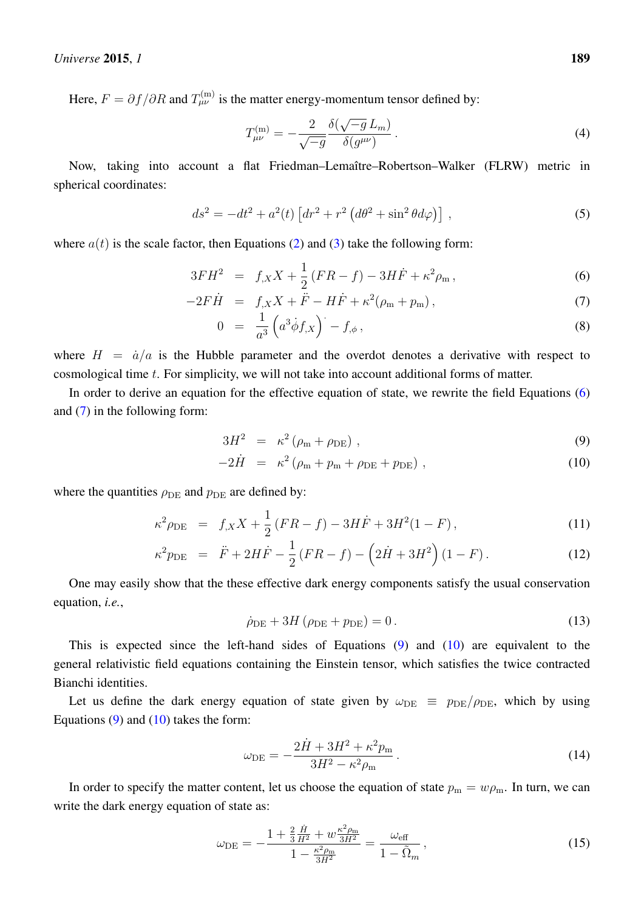Here, $F = \partial f / \partial R$ and $T^{(\mathrm{m})}_{\mu\nu}$ is the matter energy-momentum tensor defined by:

$$T^{(\mathrm{m})}_{\mu\nu} = -\frac{2}{\sqrt{-g}} \frac{\delta(\sqrt{-g}\, L_m)}{\delta(g^{\mu\nu})} \,. \tag{4}$$

Now, taking into account a flat Friedman–Lemaître–Robertson–Walker (FLRW) metric in spherical coordinates:

$$ds^2 = -dt^2 + a^2(t) \left[ dr^2 + r^2 \left( d\theta^2 + \sin^2\theta d\varphi \right) \right] \,, \tag{5}$$

where $a(t)$ is the scale factor, then Equations (2) and (3) take the following form:

$$3FH^2 = f_{,X}X + \frac{1}{2}(FR - f) - 3H\dot{F} + \kappa^2 \rho_{\mathrm{m}} \,, \tag{6}$$

$$-2F\dot{H} = f_{,X}X + \ddot{F} - H\dot{F} + \kappa^2(\rho_{\mathrm{m}} + p_{\mathrm{m}}) \,, \tag{7}$$

$$0 = \frac{1}{a^3}\left( a^3 \dot{\phi} f_{,X} \right)^{\cdot} - f_{,\phi} \,, \tag{8}$$

where $H = \dot{a}/a$ is the Hubble parameter and the overdot denotes a derivative with respect to cosmological time $t$. For simplicity, we will not take into account additional forms of matter.

In order to derive an equation for the effective equation of state, we rewrite the field Equations (6) and (7) in the following form:

$$3H^2 = \kappa^2 \left( \rho_{\mathrm{m}} + \rho_{\mathrm{DE}} \right) \,, \tag{9}$$

$$-2\dot{H} = \kappa^2 \left( \rho_{\mathrm{m}} + p_{\mathrm{m}} + \rho_{\mathrm{DE}} + p_{\mathrm{DE}} \right) \,, \tag{10}$$

where the quantities $\rho_{\mathrm{DE}}$ and $p_{\mathrm{DE}}$ are defined by:

$$\kappa^2 \rho_{\mathrm{DE}} = f_{,X}X + \frac{1}{2}(FR - f) - 3H\dot{F} + 3H^2(1 - F) \,, \tag{11}$$

$$\kappa^2 p_{\mathrm{DE}} = \ddot{F} + 2H\dot{F} - \frac{1}{2}(FR - f) - \left( 2\dot{H} + 3H^2 \right)(1 - F) \,. \tag{12}$$

One may easily show that the these effective dark energy components satisfy the usual conservation equation, *i.e.*,

$$\dot{\rho}_{\mathrm{DE}} + 3H \left( \rho_{\mathrm{DE}} + p_{\mathrm{DE}} \right) = 0 \,. \tag{13}$$

This is expected since the left-hand sides of Equations (9) and (10) are equivalent to the general relativistic field equations containing the Einstein tensor, which satisfies the twice contracted Bianchi identities.

Let us define the dark energy equation of state given by $\omega_{\mathrm{DE}} \equiv p_{\mathrm{DE}}/\rho_{\mathrm{DE}}$, which by using Equations (9) and (10) takes the form:

$$\omega_{\mathrm{DE}} = -\frac{2\dot{H} + 3H^2 + \kappa^2 p_{\mathrm{m}}}{3H^2 - \kappa^2 \rho_{\mathrm{m}}} \,. \tag{14}$$

In order to specify the matter content, let us choose the equation of state $p_{\mathrm{m}} = w\rho_{\mathrm{m}}$. In turn, we can write the dark energy equation of state as:

$$\omega_{\mathrm{DE}} = -\frac{1 + \frac{2}{3}\frac{\dot{H}}{H^2} + w\frac{\kappa^2 \rho_{\mathrm{m}}}{3H^2}}{1 - \frac{\kappa^2 \rho_{\mathrm{m}}}{3H^2}} = \frac{\omega_{\mathrm{eff}}}{1 - \tilde{\Omega}_m} \,, \tag{15}$$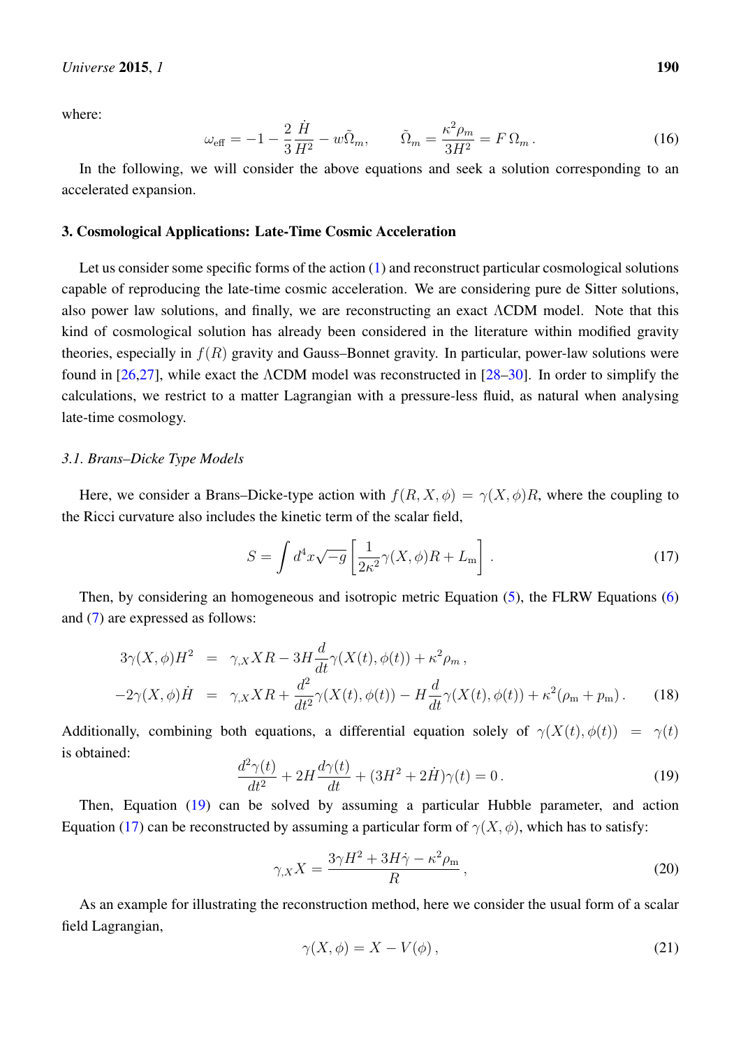where:

$$\omega_{\rm eff} = -1 - \frac{2}{3}\frac{\dot{H}}{H^2} - w\tilde{\Omega}_m, \qquad \tilde{\Omega}_m = \frac{\kappa^2 \rho_m}{3H^2} = F\,\Omega_m\,. \tag{16}$$

In the following, we will consider the above equations and seek a solution corresponding to an accelerated expansion.

## 3. Cosmological Applications: Late-Time Cosmic Acceleration

Let us consider some specific forms of the action (1) and reconstruct particular cosmological solutions capable of reproducing the late-time cosmic acceleration. We are considering pure de Sitter solutions, also power law solutions, and finally, we are reconstructing an exact ΛCDM model. Note that this kind of cosmological solution has already been considered in the literature within modified gravity theories, especially in $f(R)$ gravity and Gauss–Bonnet gravity. In particular, power-law solutions were found in [26,27], while exact the ΛCDM model was reconstructed in [28–30]. In order to simplify the calculations, we restrict to a matter Lagrangian with a pressure-less fluid, as natural when analysing late-time cosmology.

### *3.1. Brans–Dicke Type Models*

Here, we consider a Brans–Dicke-type action with $f(R, X, \phi) = \gamma(X, \phi)R$, where the coupling to the Ricci curvature also includes the kinetic term of the scalar field,

$$S = \int d^4x\sqrt{-g}\left[\frac{1}{2\kappa^2}\gamma(X,\phi)R + L_{\rm m}\right]. \tag{17}$$

Then, by considering an homogeneous and isotropic metric Equation (5), the FLRW Equations (6) and (7) are expressed as follows:

$$\begin{aligned}
3\gamma(X,\phi)H^2 &= \gamma_{,X}XR - 3H\frac{d}{dt}\gamma(X(t),\phi(t)) + \kappa^2\rho_m\,,\\
-2\gamma(X,\phi)\dot{H} &= \gamma_{,X}XR + \frac{d^2}{dt^2}\gamma(X(t),\phi(t)) - H\frac{d}{dt}\gamma(X(t),\phi(t)) + \kappa^2(\rho_{\rm m} + p_{\rm m})\,.
\end{aligned} \tag{18}$$

Additionally, combining both equations, a differential equation solely of $\gamma(X(t), \phi(t)) = \gamma(t)$ is obtained:

$$\frac{d^2\gamma(t)}{dt^2} + 2H\frac{d\gamma(t)}{dt} + (3H^2 + 2\dot{H})\gamma(t) = 0\,. \tag{19}$$

Then, Equation (19) can be solved by assuming a particular Hubble parameter, and action Equation (17) can be reconstructed by assuming a particular form of $\gamma(X, \phi)$, which has to satisfy:

$$\gamma_{,X}X = \frac{3\gamma H^2 + 3H\dot{\gamma} - \kappa^2\rho_{\rm m}}{R}\,, \tag{20}$$

As an example for illustrating the reconstruction method, here we consider the usual form of a scalar field Lagrangian,

$$\gamma(X,\phi) = X - V(\phi)\,, \tag{21}$$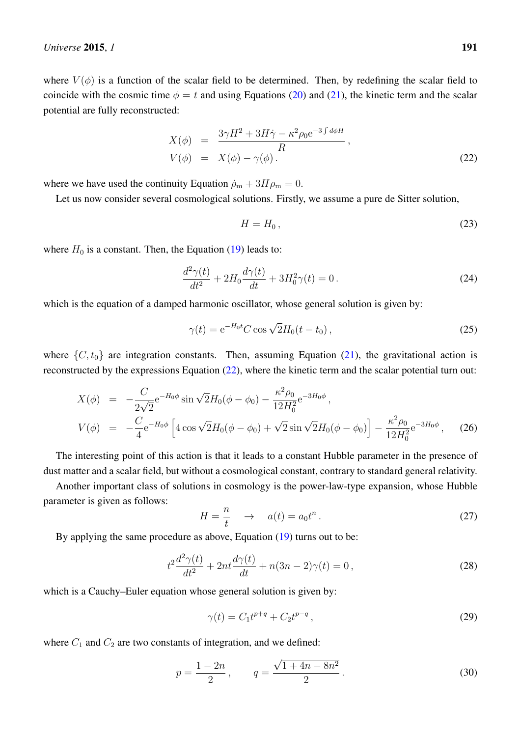where $V(\phi)$ is a function of the scalar field to be determined. Then, by redefining the scalar field to coincide with the cosmic time $\phi = t$ and using Equations (20) and (21), the kinetic term and the scalar potential are fully reconstructed:

$$
\begin{aligned}
X(\phi) &= \frac{3\gamma H^2 + 3H\dot{\gamma} - \kappa^2 \rho_0 \mathrm{e}^{-3\int d\phi H}}{R}, \\
V(\phi) &= X(\phi) - \gamma(\phi).
\end{aligned} \tag{22}
$$

where we have used the continuity Equation $\dot{\rho}_{\mathrm{m}} + 3H\rho_{\mathrm{m}} = 0$.

Let us now consider several cosmological solutions. Firstly, we assume a pure de Sitter solution,

$$
H = H_0 \,, \tag{23}
$$

where $H_0$ is a constant. Then, the Equation (19) leads to:

$$
\frac{d^2\gamma(t)}{dt^2} + 2H_0 \frac{d\gamma(t)}{dt} + 3H_0^2 \gamma(t) = 0 \,. \tag{24}
$$

which is the equation of a damped harmonic oscillator, whose general solution is given by:

$$
\gamma(t) = \mathrm{e}^{-H_0 t} C \cos \sqrt{2} H_0 (t - t_0) \,, \tag{25}
$$

where $\{C, t_0\}$ are integration constants. Then, assuming Equation (21), the gravitational action is reconstructed by the expressions Equation (22), where the kinetic term and the scalar potential turn out:

$$
\begin{aligned}
X(\phi) &= -\frac{C}{2\sqrt{2}} \mathrm{e}^{-H_0 \phi} \sin \sqrt{2} H_0 (\phi - \phi_0) - \frac{\kappa^2 \rho_0}{12 H_0^2} \mathrm{e}^{-3H_0 \phi} \,, \\
V(\phi) &= -\frac{C}{4} \mathrm{e}^{-H_0 \phi} \left[ 4 \cos \sqrt{2} H_0 (\phi - \phi_0) + \sqrt{2} \sin \sqrt{2} H_0 (\phi - \phi_0) \right] - \frac{\kappa^2 \rho_0}{12 H_0^2} \mathrm{e}^{-3H_0 \phi} \,,
\end{aligned} \tag{26}
$$

The interesting point of this action is that it leads to a constant Hubble parameter in the presence of dust matter and a scalar field, but without a cosmological constant, contrary to standard general relativity.

Another important class of solutions in cosmology is the power-law-type expansion, whose Hubble parameter is given as follows:

$$
H = \frac{n}{t} \quad \rightarrow \quad a(t) = a_0 t^n \,. \tag{27}
$$

By applying the same procedure as above, Equation (19) turns out to be:

$$
t^2 \frac{d^2\gamma(t)}{dt^2} + 2nt \frac{d\gamma(t)}{dt} + n(3n - 2)\gamma(t) = 0 \,, \tag{28}
$$

which is a Cauchy–Euler equation whose general solution is given by:

$$
\gamma(t) = C_1 t^{p+q} + C_2 t^{p-q} \,, \tag{29}
$$

where $C_1$ and $C_2$ are two constants of integration, and we defined:

$$
p = \frac{1 - 2n}{2} \,, \qquad q = \frac{\sqrt{1 + 4n - 8n^2}}{2} \,. \tag{30}
$$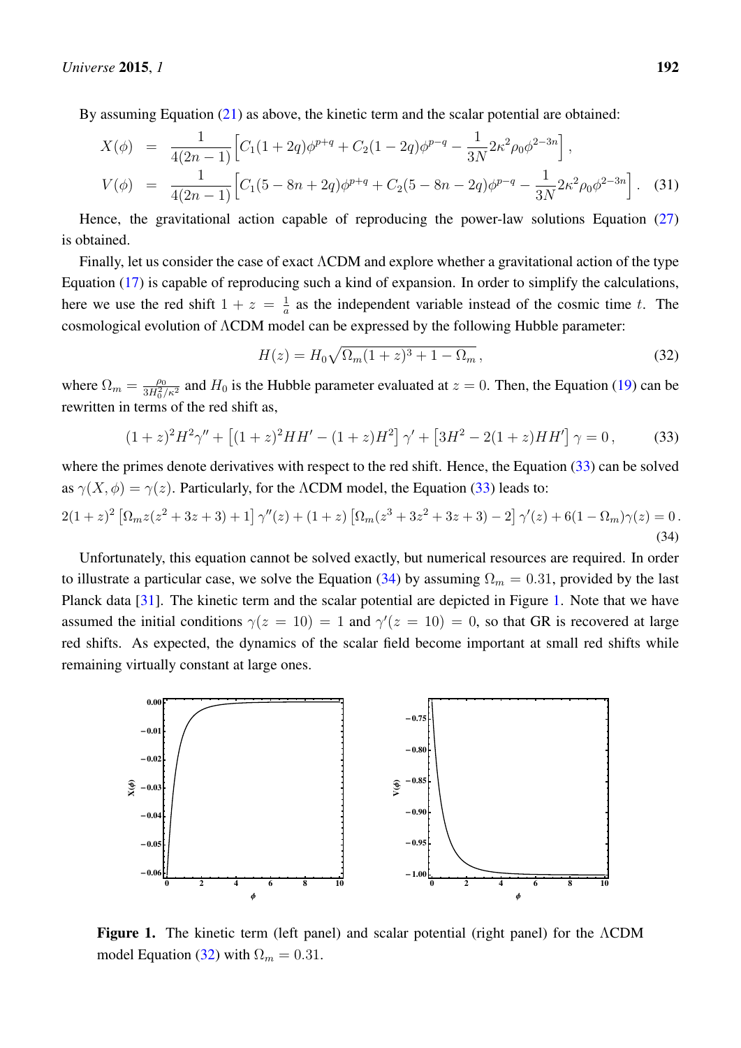By assuming Equation (21) as above, the kinetic term and the scalar potential are obtained:

$$
\begin{aligned}
X(\phi) &= \frac{1}{4(2n-1)}\left[C_1(1+2q)\phi^{p+q} + C_2(1-2q)\phi^{p-q} - \frac{1}{3N}2\kappa^2\rho_0\phi^{2-3n}\right], \\
V(\phi) &= \frac{1}{4(2n-1)}\left[C_1(5-8n+2q)\phi^{p+q} + C_2(5-8n-2q)\phi^{p-q} - \frac{1}{3N}2\kappa^2\rho_0\phi^{2-3n}\right].
\end{aligned} \tag{31}
$$

Hence, the gravitational action capable of reproducing the power-law solutions Equation (27) is obtained.

Finally, let us consider the case of exact ΛCDM and explore whether a gravitational action of the type Equation (17) is capable of reproducing such a kind of expansion. In order to simplify the calculations, here we use the red shift $1+z = \frac{1}{a}$ as the independent variable instead of the cosmic time $t$. The cosmological evolution of ΛCDM model can be expressed by the following Hubble parameter:

$$
H(z) = H_0\sqrt{\Omega_m(1+z)^3 + 1 - \Omega_m}\,, \tag{32}
$$

where $\Omega_m = \frac{\rho_0}{3H_0^2/\kappa^2}$ and $H_0$ is the Hubble parameter evaluated at $z=0$. Then, the Equation (19) can be rewritten in terms of the red shift as,

$$
(1+z)^2H^2\gamma'' + \left[(1+z)^2HH' - (1+z)H^2\right]\gamma' + \left[3H^2 - 2(1+z)HH'\right]\gamma = 0\,, \tag{33}
$$

where the primes denote derivatives with respect to the red shift. Hence, the Equation (33) can be solved as $\gamma(X,\phi) = \gamma(z)$. Particularly, for the ΛCDM model, the Equation (33) leads to:

$$
2(1+z)^2\left[\Omega_m z(z^2+3z+3)+1\right]\gamma''(z) + (1+z)\left[\Omega_m(z^3+3z^2+3z+3)-2\right]\gamma'(z) + 6(1-\Omega_m)\gamma(z) = 0\,. \tag{34}
$$

Unfortunately, this equation cannot be solved exactly, but numerical resources are required. In order to illustrate a particular case, we solve the Equation (34) by assuming $\Omega_m = 0.31$, provided by the last Planck data [31]. The kinetic term and the scalar potential are depicted in Figure 1. Note that we have assumed the initial conditions $\gamma(z=10) = 1$ and $\gamma'(z=10) = 0$, so that GR is recovered at large red shifts. As expected, the dynamics of the scalar field become important at small red shifts while remaining virtually constant at large ones.

**Figure 1.** The kinetic term (left panel) and scalar potential (right panel) for the ΛCDM model Equation (32) with $\Omega_m = 0.31$.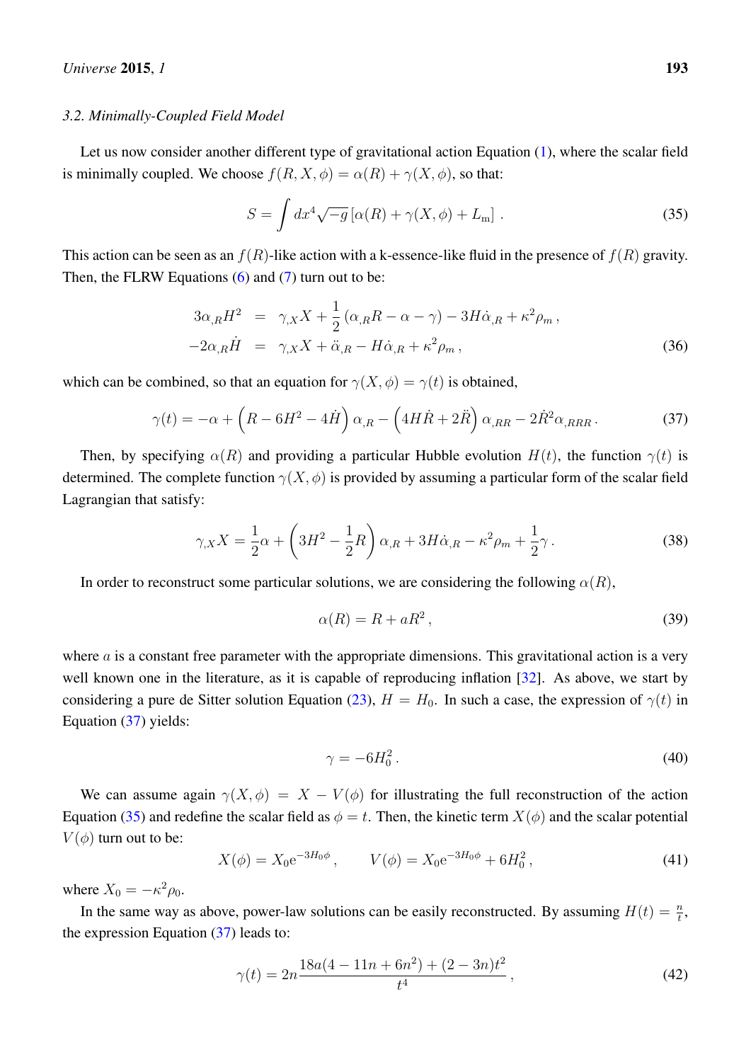### 3.2. Minimally-Coupled Field Model

Let us now consider another different type of gravitational action Equation (1), where the scalar field is minimally coupled. We choose $f(R, X, \phi) = \alpha(R) + \gamma(X, \phi)$, so that:

$$S = \int dx^4 \sqrt{-g} \left[ \alpha(R) + \gamma(X, \phi) + L_{\mathrm{m}} \right] . \tag{35}$$

This action can be seen as an $f(R)$-like action with a k-essence-like fluid in the presence of $f(R)$ gravity. Then, the FLRW Equations (6) and (7) turn out to be:

$$\begin{aligned} 3\alpha_{,R} H^2 &= \gamma_{,X} X + \frac{1}{2} \left( \alpha_{,R} R - \alpha - \gamma \right) - 3H\dot{\alpha}_{,R} + \kappa^2 \rho_m \,, \\ -2\alpha_{,R} \dot{H} &= \gamma_{,X} X + \ddot{\alpha}_{,R} - H\dot{\alpha}_{,R} + \kappa^2 \rho_m \,, \end{aligned} \tag{36}$$

which can be combined, so that an equation for $\gamma(X, \phi) = \gamma(t)$ is obtained,

$$\gamma(t) = -\alpha + \left( R - 6H^2 - 4\dot{H} \right) \alpha_{,R} - \left( 4H\dot{R} + 2\ddot{R} \right) \alpha_{,RR} - 2\dot{R}^2 \alpha_{,RRR} \,. \tag{37}$$

Then, by specifying $\alpha(R)$ and providing a particular Hubble evolution $H(t)$, the function $\gamma(t)$ is determined. The complete function $\gamma(X, \phi)$ is provided by assuming a particular form of the scalar field Lagrangian that satisfy:

$$\gamma_{,X} X = \frac{1}{2}\alpha + \left( 3H^2 - \frac{1}{2}R \right) \alpha_{,R} + 3H\dot{\alpha}_{,R} - \kappa^2 \rho_m + \frac{1}{2}\gamma \,. \tag{38}$$

In order to reconstruct some particular solutions, we are considering the following $\alpha(R)$,

$$\alpha(R) = R + aR^2 \,, \tag{39}$$

where $a$ is a constant free parameter with the appropriate dimensions. This gravitational action is a very well known one in the literature, as it is capable of reproducing inflation [32]. As above, we start by considering a pure de Sitter solution Equation (23), $H = H_0$. In such a case, the expression of $\gamma(t)$ in Equation (37) yields:

$$\gamma = -6H_0^2 \,. \tag{40}$$

We can assume again $\gamma(X, \phi) = X - V(\phi)$ for illustrating the full reconstruction of the action Equation (35) and redefine the scalar field as $\phi = t$. Then, the kinetic term $X(\phi)$ and the scalar potential $V(\phi)$ turn out to be:

$$X(\phi) = X_0 \mathrm{e}^{-3H_0 \phi} \,, \qquad V(\phi) = X_0 \mathrm{e}^{-3H_0 \phi} + 6H_0^2 \,, \tag{41}$$

where $X_0 = -\kappa^2 \rho_0$.

In the same way as above, power-law solutions can be easily reconstructed. By assuming $H(t) = \frac{n}{t}$, the expression Equation (37) leads to:

$$\gamma(t) = 2n \frac{18a(4 - 11n + 6n^2) + (2 - 3n)t^2}{t^4} \,, \tag{42}$$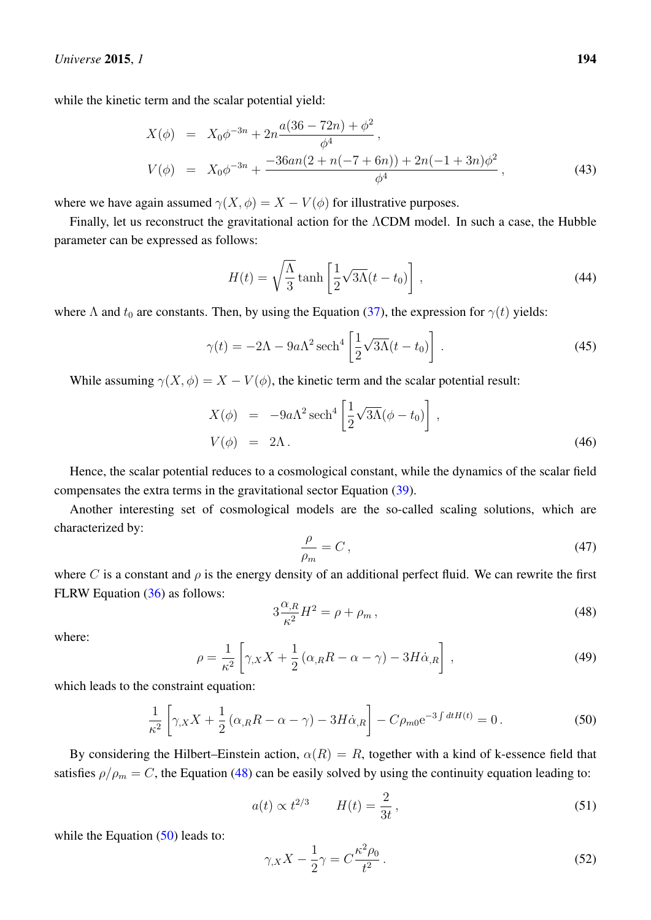while the kinetic term and the scalar potential yield:

$$
\begin{aligned}
X(\phi) &= X_0\phi^{-3n} + 2n\frac{a(36-72n)+\phi^2}{\phi^4}\,, \\
V(\phi) &= X_0\phi^{-3n} + \frac{-36an(2+n(-7+6n))+2n(-1+3n)\phi^2}{\phi^4}\,,
\end{aligned}
\tag{43}
$$

where we have again assumed $\gamma(X,\phi) = X - V(\phi)$ for illustrative purposes.

Finally, let us reconstruct the gravitational action for the $\Lambda$CDM model. In such a case, the Hubble parameter can be expressed as follows:

$$
H(t) = \sqrt{\frac{\Lambda}{3}}\tanh\left[\frac{1}{2}\sqrt{3\Lambda}(t-t_0)\right]\,,
\tag{44}
$$

where $\Lambda$ and $t_0$ are constants. Then, by using the Equation (37), the expression for $\gamma(t)$ yields:

$$
\gamma(t) = -2\Lambda - 9a\Lambda^2\,\mathrm{sech}^4\left[\frac{1}{2}\sqrt{3\Lambda}(t-t_0)\right]\,.
\tag{45}
$$

While assuming $\gamma(X,\phi) = X - V(\phi)$, the kinetic term and the scalar potential result:

$$
\begin{aligned}
X(\phi) &= -9a\Lambda^2\,\mathrm{sech}^4\left[\frac{1}{2}\sqrt{3\Lambda}(\phi-t_0)\right]\,, \\
V(\phi) &= 2\Lambda\,.
\end{aligned}
\tag{46}
$$

Hence, the scalar potential reduces to a cosmological constant, while the dynamics of the scalar field compensates the extra terms in the gravitational sector Equation (39).

Another interesting set of cosmological models are the so-called scaling solutions, which are characterized by:

$$
\frac{\rho}{\rho_m} = C\,,
\tag{47}
$$

where $C$ is a constant and $\rho$ is the energy density of an additional perfect fluid. We can rewrite the first FLRW Equation (36) as follows:

$$
3\frac{\alpha_{,R}}{\kappa^2}H^2 = \rho + \rho_m\,,
\tag{48}
$$

where:

$$
\rho = \frac{1}{\kappa^2}\left[\gamma_{,X}X + \frac{1}{2}\left(\alpha_{,R}R - \alpha - \gamma\right) - 3H\dot{\alpha}_{,R}\right]\,,
\tag{49}
$$

which leads to the constraint equation:

$$
\frac{1}{\kappa^2}\left[\gamma_{,X}X + \frac{1}{2}\left(\alpha_{,R}R - \alpha - \gamma\right) - 3H\dot{\alpha}_{,R}\right] - C\rho_{m0}\mathrm{e}^{-3\int dt H(t)} = 0\,.
\tag{50}
$$

By considering the Hilbert–Einstein action, $\alpha(R) = R$, together with a kind of k-essence field that satisfies $\rho/\rho_m = C$, the Equation (48) can be easily solved by using the continuity equation leading to:

$$
a(t) \propto t^{2/3} \qquad H(t) = \frac{2}{3t}\,,
\tag{51}
$$

while the Equation (50) leads to:

$$
\gamma_{,X}X - \frac{1}{2}\gamma = C\frac{\kappa^2\rho_0}{t^2}\,.
\tag{52}
$$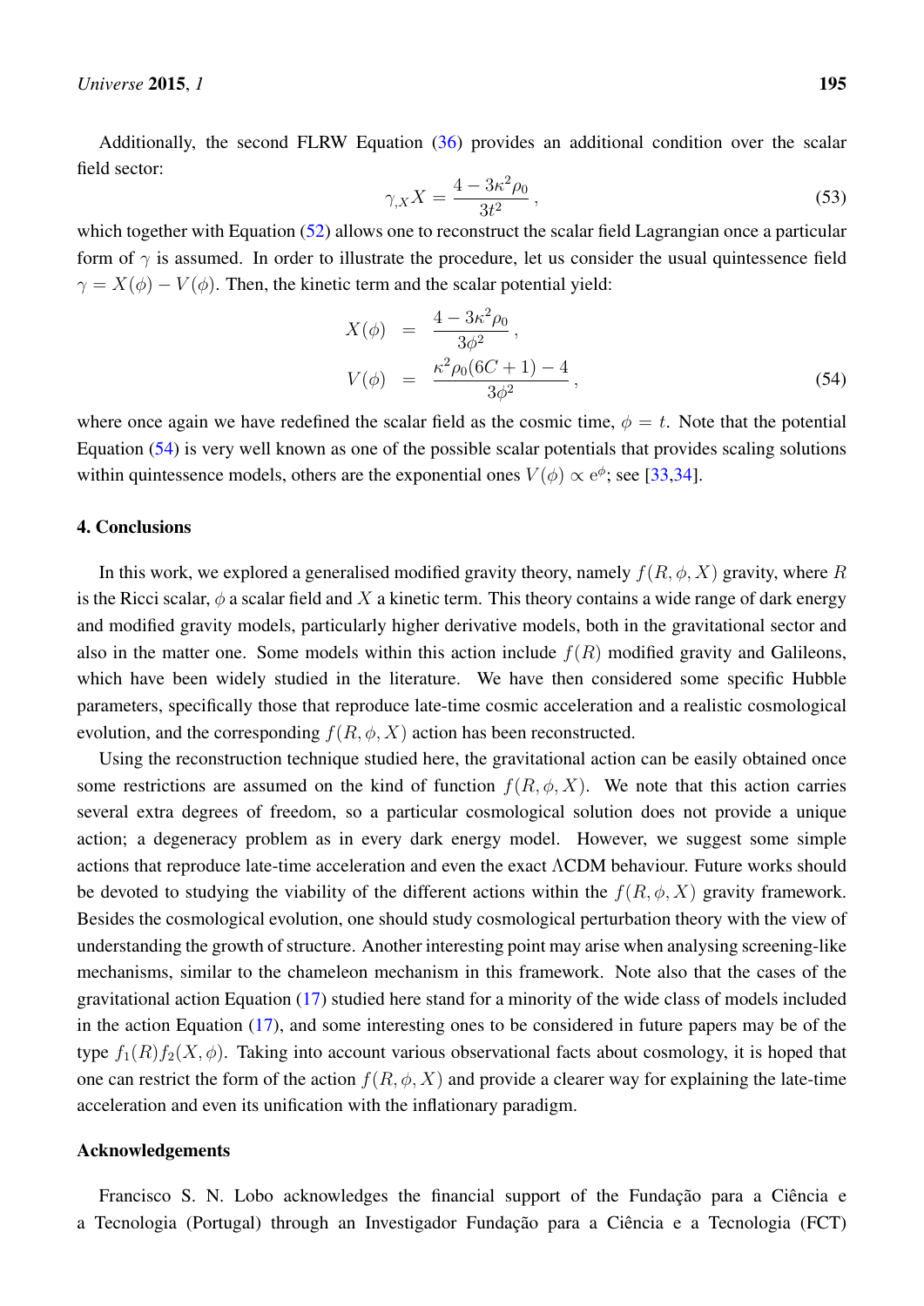Additionally, the second FLRW Equation (36) provides an additional condition over the scalar field sector:

$$\gamma_{,X} X = \frac{4 - 3\kappa^2 \rho_0}{3t^2} \,, \tag{53}$$

which together with Equation (52) allows one to reconstruct the scalar field Lagrangian once a particular form of $\gamma$ is assumed. In order to illustrate the procedure, let us consider the usual quintessence field $\gamma = X(\phi) - V(\phi)$. Then, the kinetic term and the scalar potential yield:

$$\begin{aligned} X(\phi) &= \frac{4 - 3\kappa^2 \rho_0}{3\phi^2} \,, \\ V(\phi) &= \frac{\kappa^2 \rho_0 (6C + 1) - 4}{3\phi^2} \,, \end{aligned} \tag{54}$$

where once again we have redefined the scalar field as the cosmic time, $\phi = t$. Note that the potential Equation (54) is very well known as one of the possible scalar potentials that provides scaling solutions within quintessence models, others are the exponential ones $V(\phi) \propto \mathrm{e}^{\phi}$; see [33,34].

## 4. Conclusions

In this work, we explored a generalised modified gravity theory, namely $f(R, \phi, X)$ gravity, where $R$ is the Ricci scalar, $\phi$ a scalar field and $X$ a kinetic term. This theory contains a wide range of dark energy and modified gravity models, particularly higher derivative models, both in the gravitational sector and also in the matter one. Some models within this action include $f(R)$ modified gravity and Galileons, which have been widely studied in the literature. We have then considered some specific Hubble parameters, specifically those that reproduce late-time cosmic acceleration and a realistic cosmological evolution, and the corresponding $f(R, \phi, X)$ action has been reconstructed.

Using the reconstruction technique studied here, the gravitational action can be easily obtained once some restrictions are assumed on the kind of function $f(R, \phi, X)$. We note that this action carries several extra degrees of freedom, so a particular cosmological solution does not provide a unique action; a degeneracy problem as in every dark energy model. However, we suggest some simple actions that reproduce late-time acceleration and even the exact $\Lambda$CDM behaviour. Future works should be devoted to studying the viability of the different actions within the $f(R, \phi, X)$ gravity framework. Besides the cosmological evolution, one should study cosmological perturbation theory with the view of understanding the growth of structure. Another interesting point may arise when analysing screening-like mechanisms, similar to the chameleon mechanism in this framework. Note also that the cases of the gravitational action Equation (17) studied here stand for a minority of the wide class of models included in the action Equation (17), and some interesting ones to be considered in future papers may be of the type $f_1(R) f_2(X, \phi)$. Taking into account various observational facts about cosmology, it is hoped that one can restrict the form of the action $f(R, \phi, X)$ and provide a clearer way for explaining the late-time acceleration and even its unification with the inflationary paradigm.

## Acknowledgements

Francisco S. N. Lobo acknowledges the financial support of the Fundação para a Ciência e a Tecnologia (Portugal) through an Investigador Fundação para a Ciência e a Tecnologia (FCT)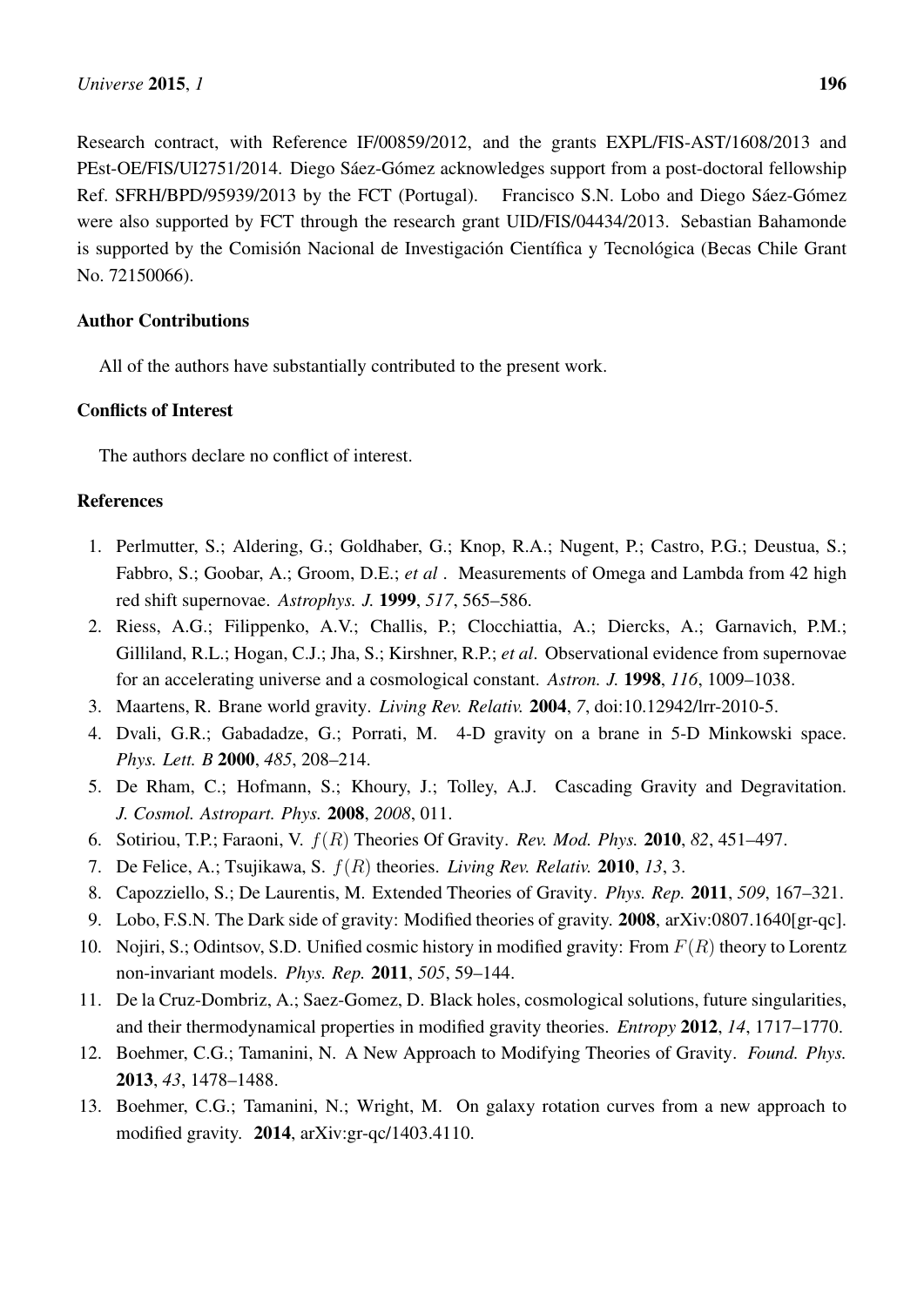Research contract, with Reference IF/00859/2012, and the grants EXPL/FIS-AST/1608/2013 and PEst-OE/FIS/UI2751/2014. Diego Sáez-Gómez acknowledges support from a post-doctoral fellowship Ref. SFRH/BPD/95939/2013 by the FCT (Portugal). Francisco S.N. Lobo and Diego Sáez-Gómez were also supported by FCT through the research grant UID/FIS/04434/2013. Sebastian Bahamonde is supported by the Comisión Nacional de Investigación Científica y Tecnológica (Becas Chile Grant No. 72150066).

## Author Contributions

All of the authors have substantially contributed to the present work.

## Conflicts of Interest

The authors declare no conflict of interest.

## References

1. Perlmutter, S.; Aldering, G.; Goldhaber, G.; Knop, R.A.; Nugent, P.; Castro, P.G.; Deustua, S.; Fabbro, S.; Goobar, A.; Groom, D.E.; *et al* . Measurements of Omega and Lambda from 42 high red shift supernovae. *Astrophys. J.* **1999**, *517*, 565–586.
2. Riess, A.G.; Filippenko, A.V.; Challis, P.; Clocchiattia, A.; Diercks, A.; Garnavich, P.M.; Gilliland, R.L.; Hogan, C.J.; Jha, S.; Kirshner, R.P.; *et al*. Observational evidence from supernovae for an accelerating universe and a cosmological constant. *Astron. J.* **1998**, *116*, 1009–1038.
3. Maartens, R. Brane world gravity. *Living Rev. Relativ.* **2004**, *7*, doi:10.12942/lrr-2010-5.
4. Dvali, G.R.; Gabadadze, G.; Porrati, M. 4-D gravity on a brane in 5-D Minkowski space. *Phys. Lett. B* **2000**, *485*, 208–214.
5. De Rham, C.; Hofmann, S.; Khoury, J.; Tolley, A.J. Cascading Gravity and Degravitation. *J. Cosmol. Astropart. Phys.* **2008**, *2008*, 011.
6. Sotiriou, T.P.; Faraoni, V. $f(R)$ Theories Of Gravity. *Rev. Mod. Phys.* **2010**, *82*, 451–497.
7. De Felice, A.; Tsujikawa, S. $f(R)$ theories. *Living Rev. Relativ.* **2010**, *13*, 3.
8. Capozziello, S.; De Laurentis, M. Extended Theories of Gravity. *Phys. Rep.* **2011**, *509*, 167–321.
9. Lobo, F.S.N. The Dark side of gravity: Modified theories of gravity. **2008**, arXiv:0807.1640[gr-qc].
10. Nojiri, S.; Odintsov, S.D. Unified cosmic history in modified gravity: From $F(R)$ theory to Lorentz non-invariant models. *Phys. Rep.* **2011**, *505*, 59–144.
11. De la Cruz-Dombriz, A.; Saez-Gomez, D. Black holes, cosmological solutions, future singularities, and their thermodynamical properties in modified gravity theories. *Entropy* **2012**, *14*, 1717–1770.
12. Boehmer, C.G.; Tamanini, N. A New Approach to Modifying Theories of Gravity. *Found. Phys.* **2013**, *43*, 1478–1488.
13. Boehmer, C.G.; Tamanini, N.; Wright, M. On galaxy rotation curves from a new approach to modified gravity. **2014**, arXiv:gr-qc/1403.4110.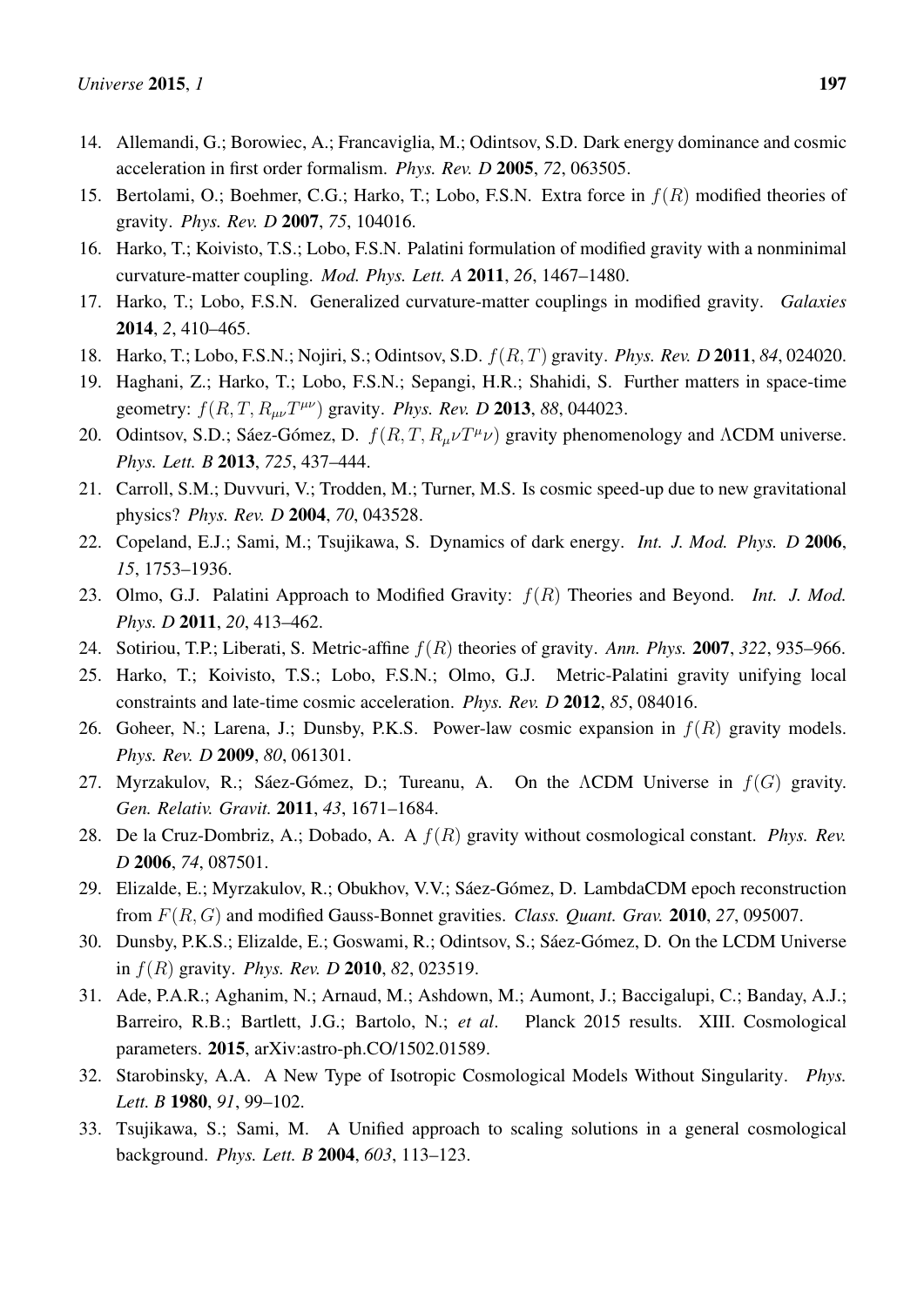14. Allemandi, G.; Borowiec, A.; Francaviglia, M.; Odintsov, S.D. Dark energy dominance and cosmic acceleration in first order formalism. *Phys. Rev. D* **2005**, *72*, 063505.
15. Bertolami, O.; Boehmer, C.G.; Harko, T.; Lobo, F.S.N. Extra force in $f(R)$ modified theories of gravity. *Phys. Rev. D* **2007**, *75*, 104016.
16. Harko, T.; Koivisto, T.S.; Lobo, F.S.N. Palatini formulation of modified gravity with a nonminimal curvature-matter coupling. *Mod. Phys. Lett. A* **2011**, *26*, 1467–1480.
17. Harko, T.; Lobo, F.S.N. Generalized curvature-matter couplings in modified gravity. *Galaxies* **2014**, *2*, 410–465.
18. Harko, T.; Lobo, F.S.N.; Nojiri, S.; Odintsov, S.D. $f(R, T)$ gravity. *Phys. Rev. D* **2011**, *84*, 024020.
19. Haghani, Z.; Harko, T.; Lobo, F.S.N.; Sepangi, H.R.; Shahidi, S. Further matters in space-time geometry: $f(R, T, R_{\mu\nu}T^{\mu\nu})$ gravity. *Phys. Rev. D* **2013**, *88*, 044023.
20. Odintsov, S.D.; Sáez-Gómez, D. $f(R, T, R_{\mu}\nu T^{\mu}\nu)$ gravity phenomenology and ΛCDM universe. *Phys. Lett. B* **2013**, *725*, 437–444.
21. Carroll, S.M.; Duvvuri, V.; Trodden, M.; Turner, M.S. Is cosmic speed-up due to new gravitational physics? *Phys. Rev. D* **2004**, *70*, 043528.
22. Copeland, E.J.; Sami, M.; Tsujikawa, S. Dynamics of dark energy. *Int. J. Mod. Phys. D* **2006**, *15*, 1753–1936.
23. Olmo, G.J. Palatini Approach to Modified Gravity: $f(R)$ Theories and Beyond. *Int. J. Mod. Phys. D* **2011**, *20*, 413–462.
24. Sotiriou, T.P.; Liberati, S. Metric-affine $f(R)$ theories of gravity. *Ann. Phys.* **2007**, *322*, 935–966.
25. Harko, T.; Koivisto, T.S.; Lobo, F.S.N.; Olmo, G.J. Metric-Palatini gravity unifying local constraints and late-time cosmic acceleration. *Phys. Rev. D* **2012**, *85*, 084016.
26. Goheer, N.; Larena, J.; Dunsby, P.K.S. Power-law cosmic expansion in $f(R)$ gravity models. *Phys. Rev. D* **2009**, *80*, 061301.
27. Myrzakulov, R.; Sáez-Gómez, D.; Tureanu, A. On the ΛCDM Universe in $f(G)$ gravity. *Gen. Relativ. Gravit.* **2011**, *43*, 1671–1684.
28. De la Cruz-Dombriz, A.; Dobado, A. A $f(R)$ gravity without cosmological constant. *Phys. Rev. D* **2006**, *74*, 087501.
29. Elizalde, E.; Myrzakulov, R.; Obukhov, V.V.; Sáez-Gómez, D. LambdaCDM epoch reconstruction from $F(R, G)$ and modified Gauss-Bonnet gravities. *Class. Quant. Grav.* **2010**, *27*, 095007.
30. Dunsby, P.K.S.; Elizalde, E.; Goswami, R.; Odintsov, S.; Sáez-Gómez, D. On the LCDM Universe in $f(R)$ gravity. *Phys. Rev. D* **2010**, *82*, 023519.
31. Ade, P.A.R.; Aghanim, N.; Arnaud, M.; Ashdown, M.; Aumont, J.; Baccigalupi, C.; Banday, A.J.; Barreiro, R.B.; Bartlett, J.G.; Bartolo, N.; *et al*. Planck 2015 results. XIII. Cosmological parameters. **2015**, arXiv:astro-ph.CO/1502.01589.
32. Starobinsky, A.A. A New Type of Isotropic Cosmological Models Without Singularity. *Phys. Lett. B* **1980**, *91*, 99–102.
33. Tsujikawa, S.; Sami, M. A Unified approach to scaling solutions in a general cosmological background. *Phys. Lett. B* **2004**, *603*, 113–123.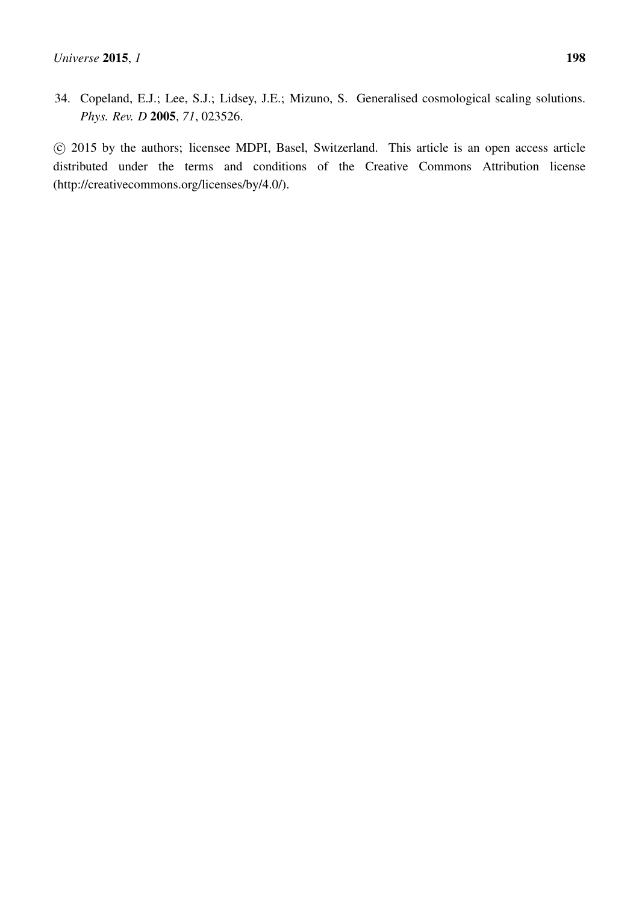34. Copeland, E.J.; Lee, S.J.; Lidsey, J.E.; Mizuno, S. Generalised cosmological scaling solutions. *Phys. Rev. D* **2005**, *71*, 023526.

© 2015 by the authors; licensee MDPI, Basel, Switzerland. This article is an open access article distributed under the terms and conditions of the Creative Commons Attribution license (http://creativecommons.org/licenses/by/4.0/).